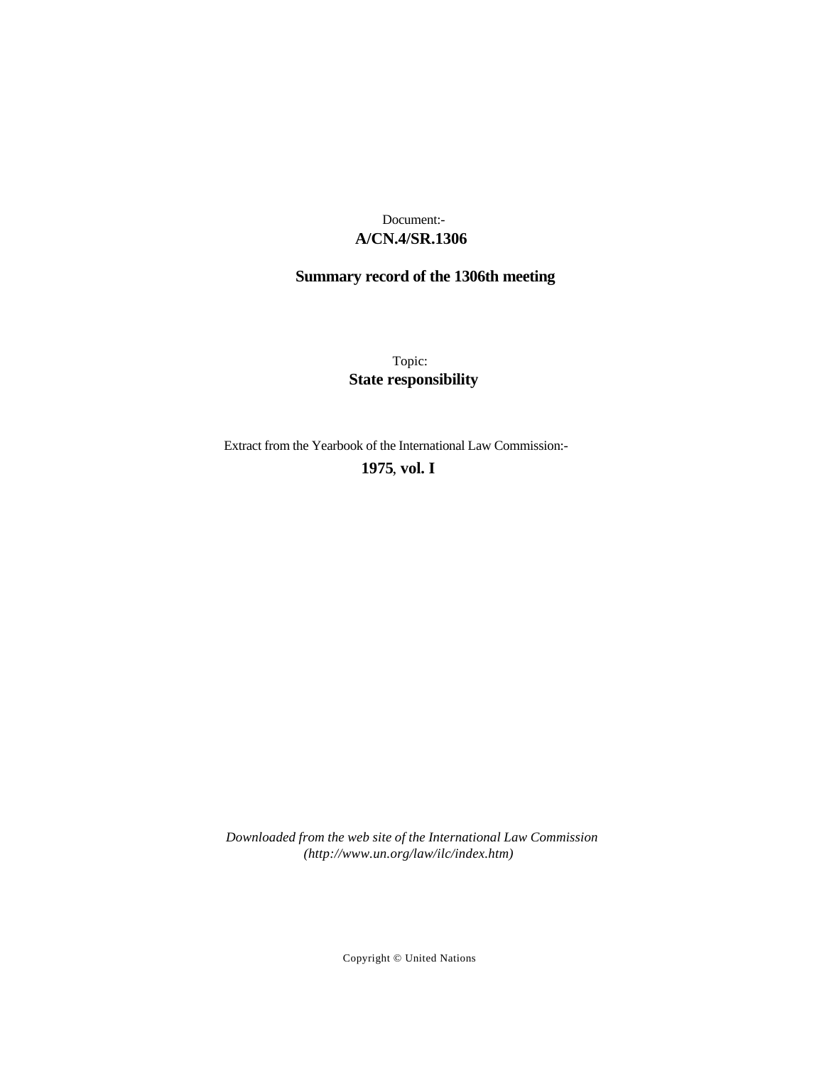Document:-
**A/CN.4/SR.1306**

**Summary record of the 1306th meeting**

Topic:
**State responsibility**

Extract from the Yearbook of the International Law Commission:-
**1975, vol. I**

*Downloaded from the web site of the International Law Commission (http://www.un.org/law/ilc/index.htm)*

Copyright © United Nations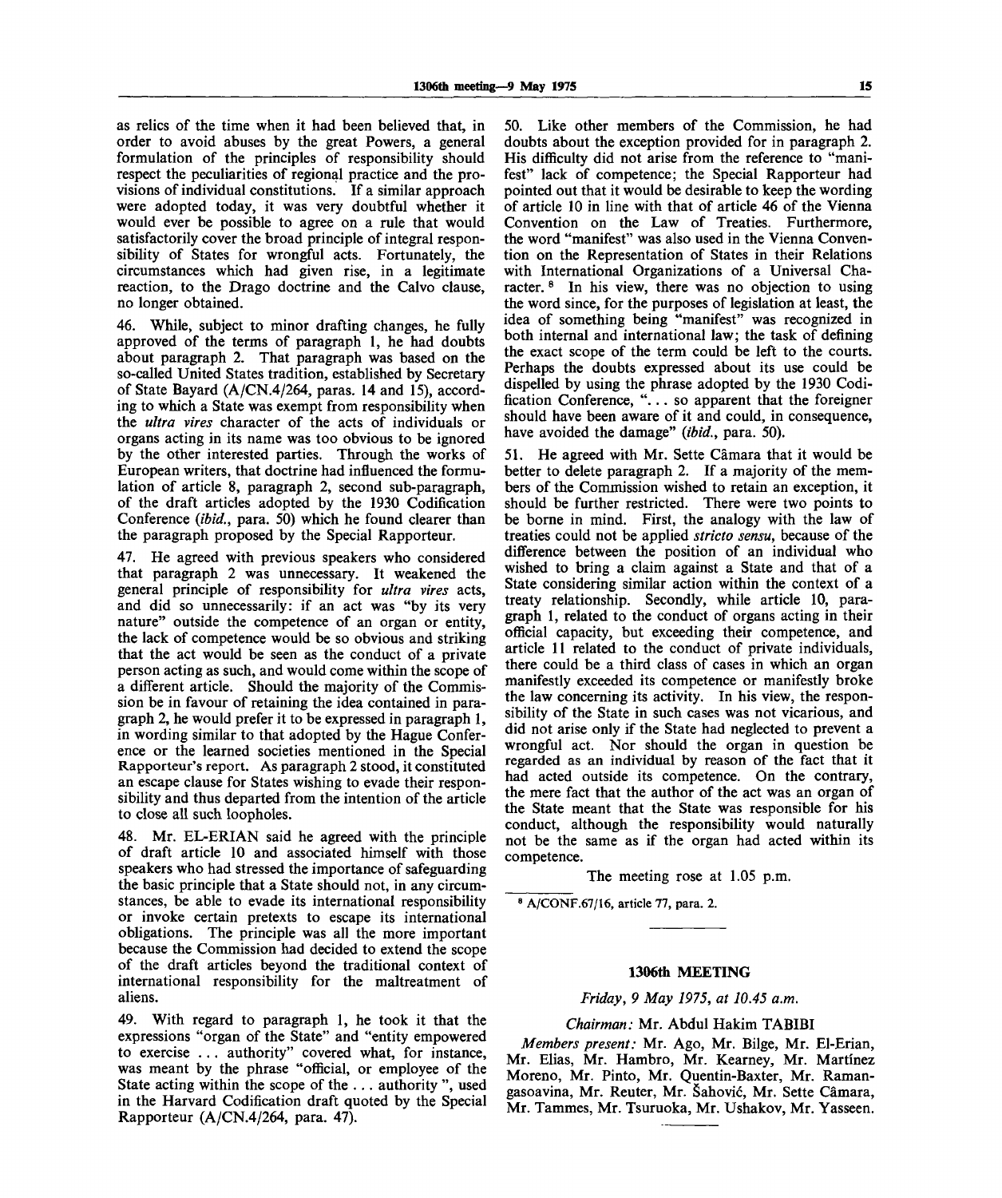as relics of the time when it had been believed that, in order to avoid abuses by the great Powers, a general formulation of the principles of responsibility should respect the peculiarities of regional practice and the provisions of individual constitutions. If a similar approach were adopted today, it was very doubtful whether it would ever be possible to agree on a rule that would satisfactorily cover the broad principle of integral responsibility of States for wrongful acts. Fortunately, the circumstances which had given rise, in a legitimate reaction, to the Drago doctrine and the Calvo clause, no longer obtained.

46. While, subject to minor drafting changes, he fully approved of the terms of paragraph 1, he had doubts about paragraph 2. That paragraph was based on the so-called United States tradition, established by Secretary of State Bayard (A/CN.4/264, paras. 14 and 15), according to which a State was exempt from responsibility when the *ultra vires* character of the acts of individuals or organs acting in its name was too obvious to be ignored by the other interested parties. Through the works of European writers, that doctrine had influenced the formulation of article 8, paragraph 2, second sub-paragraph, of the draft articles adopted by the 1930 Codification Conference (*ibid.*, para. 50) which he found clearer than the paragraph proposed by the Special Rapporteur.

47. He agreed with previous speakers who considered that paragraph 2 was unnecessary. It weakened the general principle of responsibility for *ultra vires* acts, and did so unnecessarily: if an act was "by its very nature" outside the competence of an organ or entity, the lack of competence would be so obvious and striking that the act would be seen as the conduct of a private person acting as such, and would come within the scope of a different article. Should the majority of the Commission be in favour of retaining the idea contained in paragraph 2, he would prefer it to be expressed in paragraph 1, in wording similar to that adopted by the Hague Conference or the learned societies mentioned in the Special Rapporteur's report. As paragraph 2 stood, it constituted an escape clause for States wishing to evade their responsibility and thus departed from the intention of the article to close all such loopholes.

48. Mr. EL-ERIAN said he agreed with the principle of draft article 10 and associated himself with those speakers who had stressed the importance of safeguarding the basic principle that a State should not, in any circumstances, be able to evade its international responsibility or invoke certain pretexts to escape its international obligations. The principle was all the more important because the Commission had decided to extend the scope of the draft articles beyond the traditional context of international responsibility for the maltreatment of aliens.

49. With regard to paragraph 1, he took it that the expressions "organ of the State" and "entity empowered to exercise ... authority" covered what, for instance, was meant by the phrase "official, or employee of the State acting within the scope of the ... authority ", used in the Harvard Codification draft quoted by the Special Rapporteur (A/CN.4/264, para. 47).

50. Like other members of the Commission, he had doubts about the exception provided for in paragraph 2. His difficulty did not arise from the reference to "manifest" lack of competence; the Special Rapporteur had pointed out that it would be desirable to keep the wording of article 10 in line with that of article 46 of the Vienna Convention on the Law of Treaties. Furthermore, the word "manifest" was also used in the Vienna Convention on the Representation of States in their Relations with International Organizations of a Universal Character.[8] In his view, there was no objection to using the word since, for the purposes of legislation at least, the idea of something being "manifest" was recognized in both internal and international law; the task of defining the exact scope of the term could be left to the courts. Perhaps the doubts expressed about its use could be dispelled by using the phrase adopted by the 1930 Codification Conference, "... so apparent that the foreigner should have been aware of it and could, in consequence, have avoided the damage" (*ibid.*, para. 50).

51. He agreed with Mr. Sette Câmara that it would be better to delete paragraph 2. If a majority of the members of the Commission wished to retain an exception, it should be further restricted. There were two points to be borne in mind. First, the analogy with the law of treaties could not be applied *stricto sensu*, because of the difference between the position of an individual who wished to bring a claim against a State and that of a State considering similar action within the context of a treaty relationship. Secondly, while article 10, paragraph 1, related to the conduct of organs acting in their official capacity, but exceeding their competence, and article 11 related to the conduct of private individuals, there could be a third class of cases in which an organ manifestly exceeded its competence or manifestly broke the law concerning its activity. In his view, the responsibility of the State in such cases was not vicarious, and did not arise only if the State had neglected to prevent a wrongful act. Nor should the organ in question be regarded as an individual by reason of the fact that it had acted outside its competence. On the contrary, the mere fact that the author of the act was an organ of the State meant that the State was responsible for his conduct, although the responsibility would naturally not be the same as if the organ had acted within its competence.

The meeting rose at 1.05 p.m.

[8] A/CONF.67/16, article 77, para. 2.

## 1306th MEETING

*Friday, 9 May 1975, at 10.45 a.m.*

*Chairman:* Mr. Abdul Hakim TABIBI

*Members present:* Mr. Ago, Mr. Bilge, Mr. El-Erian, Mr. Elias, Mr. Hambro, Mr. Kearney, Mr. Martínez Moreno, Mr. Pinto, Mr. Quentin-Baxter, Mr. Ramangasoavina, Mr. Reuter, Mr. Šahović, Mr. Sette Câmara, Mr. Tammes, Mr. Tsuruoka, Mr. Ushakov, Mr. Yasseen.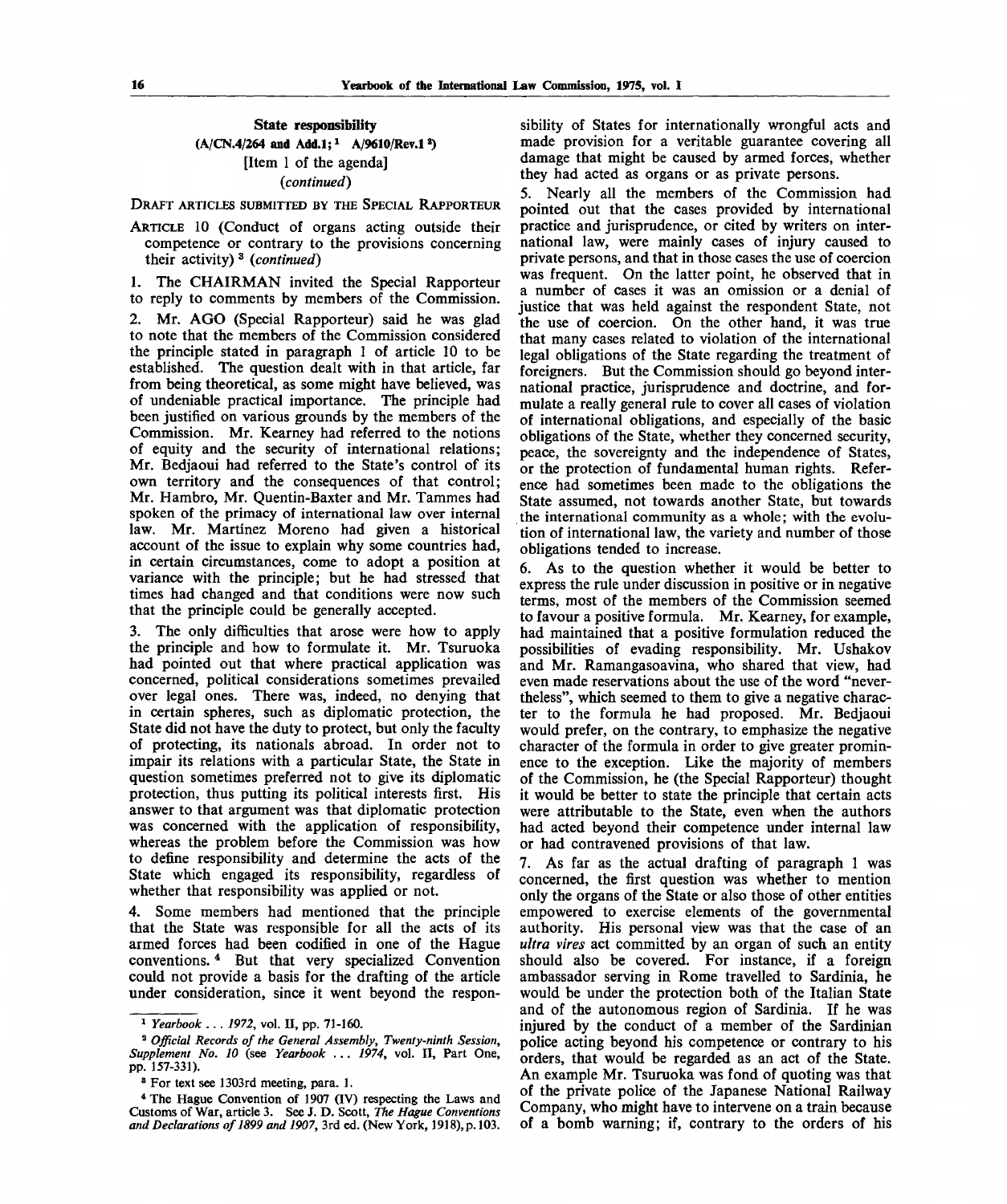## State responsibility

**(A/CN.4/264 and Add.1;[1] A/9610/Rev.1[2])**

[Item 1 of the agenda]

*(continued)*

DRAFT ARTICLES SUBMITTED BY THE SPECIAL RAPPORTEUR

ARTICLE 10 (Conduct of organs acting outside their competence or contrary to the provisions concerning their activity)[3] *(continued)*

1. The CHAIRMAN invited the Special Rapporteur to reply to comments by members of the Commission.

2. Mr. AGO (Special Rapporteur) said he was glad to note that the members of the Commission considered the principle stated in paragraph 1 of article 10 to be established. The question dealt with in that article, far from being theoretical, as some might have believed, was of undeniable practical importance. The principle had been justified on various grounds by the members of the Commission. Mr. Kearney had referred to the notions of equity and the security of international relations; Mr. Bedjaoui had referred to the State's control of its own territory and the consequences of that control; Mr. Hambro, Mr. Quentin-Baxter and Mr. Tammes had spoken of the primacy of international law over internal law. Mr. Martínez Moreno had given a historical account of the issue to explain why some countries had, in certain circumstances, come to adopt a position at variance with the principle; but he had stressed that times had changed and that conditions were now such that the principle could be generally accepted.

3. The only difficulties that arose were how to apply the principle and how to formulate it. Mr. Tsuruoka had pointed out that where practical application was concerned, political considerations sometimes prevailed over legal ones. There was, indeed, no denying that in certain spheres, such as diplomatic protection, the State did not have the duty to protect, but only the faculty of protecting, its nationals abroad. In order not to impair its relations with a particular State, the State in question sometimes preferred not to give its diplomatic protection, thus putting its political interests first. His answer to that argument was that diplomatic protection was concerned with the application of responsibility, whereas the problem before the Commission was how to define responsibility and determine the acts of the State which engaged its responsibility, regardless of whether that responsibility was applied or not.

4. Some members had mentioned that the principle that the State was responsible for all the acts of its armed forces had been codified in one of the Hague conventions.[4] But that very specialized Convention could not provide a basis for the drafting of the article under consideration, since it went beyond the responsibility of States for internationally wrongful acts and made provision for a veritable guarantee covering all damage that might be caused by armed forces, whether they had acted as organs or as private persons.

5. Nearly all the members of the Commission had pointed out that the cases provided by international practice and jurisprudence, or cited by writers on international law, were mainly cases of injury caused to private persons, and that in those cases the use of coercion was frequent. On the latter point, he observed that in a number of cases it was an omission or a denial of justice that was held against the respondent State, not the use of coercion. On the other hand, it was true that many cases related to violation of the international legal obligations of the State regarding the treatment of foreigners. But the Commission should go beyond international practice, jurisprudence and doctrine, and formulate a really general rule to cover all cases of violation of international obligations, and especially of the basic obligations of the State, whether they concerned security, peace, the sovereignty and the independence of States, or the protection of fundamental human rights. Reference had sometimes been made to the obligations the State assumed, not towards another State, but towards the international community as a whole; with the evolution of international law, the variety and number of those obligations tended to increase.

6. As to the question whether it would be better to express the rule under discussion in positive or in negative terms, most of the members of the Commission seemed to favour a positive formula. Mr. Kearney, for example, had maintained that a positive formulation reduced the possibilities of evading responsibility. Mr. Ushakov and Mr. Ramangasoavina, who shared that view, had even made reservations about the use of the word "nevertheless", which seemed to them to give a negative character to the formula he had proposed. Mr. Bedjaoui would prefer, on the contrary, to emphasize the negative character of the formula in order to give greater prominence to the exception. Like the majority of members of the Commission, he (the Special Rapporteur) thought it would be better to state the principle that certain acts were attributable to the State, even when the authors had acted beyond their competence under internal law or had contravened provisions of that law.

7. As far as the actual drafting of paragraph 1 was concerned, the first question was whether to mention only the organs of the State or also those of other entities empowered to exercise elements of the governmental authority. His personal view was that the case of an *ultra vires* act committed by an organ of such an entity should also be covered. For instance, if a foreign ambassador serving in Rome travelled to Sardinia, he would be under the protection both of the Italian State and of the autonomous region of Sardinia. If he was injured by the conduct of a member of the Sardinian police acting beyond his competence or contrary to his orders, that would be regarded as an act of the State. An example Mr. Tsuruoka was fond of quoting was that of the private police of the Japanese National Railway Company, who might have to intervene on a train because of a bomb warning; if, contrary to the orders of his

---

[1] *Yearbook . . . 1972*, vol. II, pp. 71-160.

[2] *Official Records of the General Assembly, Twenty-ninth Session, Supplement No. 10* (see *Yearbook . . . 1974*, vol. II, Part One, pp. 157-331).

[3] For text see 1303rd meeting, para. 1.

[4] The Hague Convention of 1907 (IV) respecting the Laws and Customs of War, article 3. See J. D. Scott, *The Hague Conventions and Declarations of 1899 and 1907*, 3rd ed. (New York, 1918), p. 103.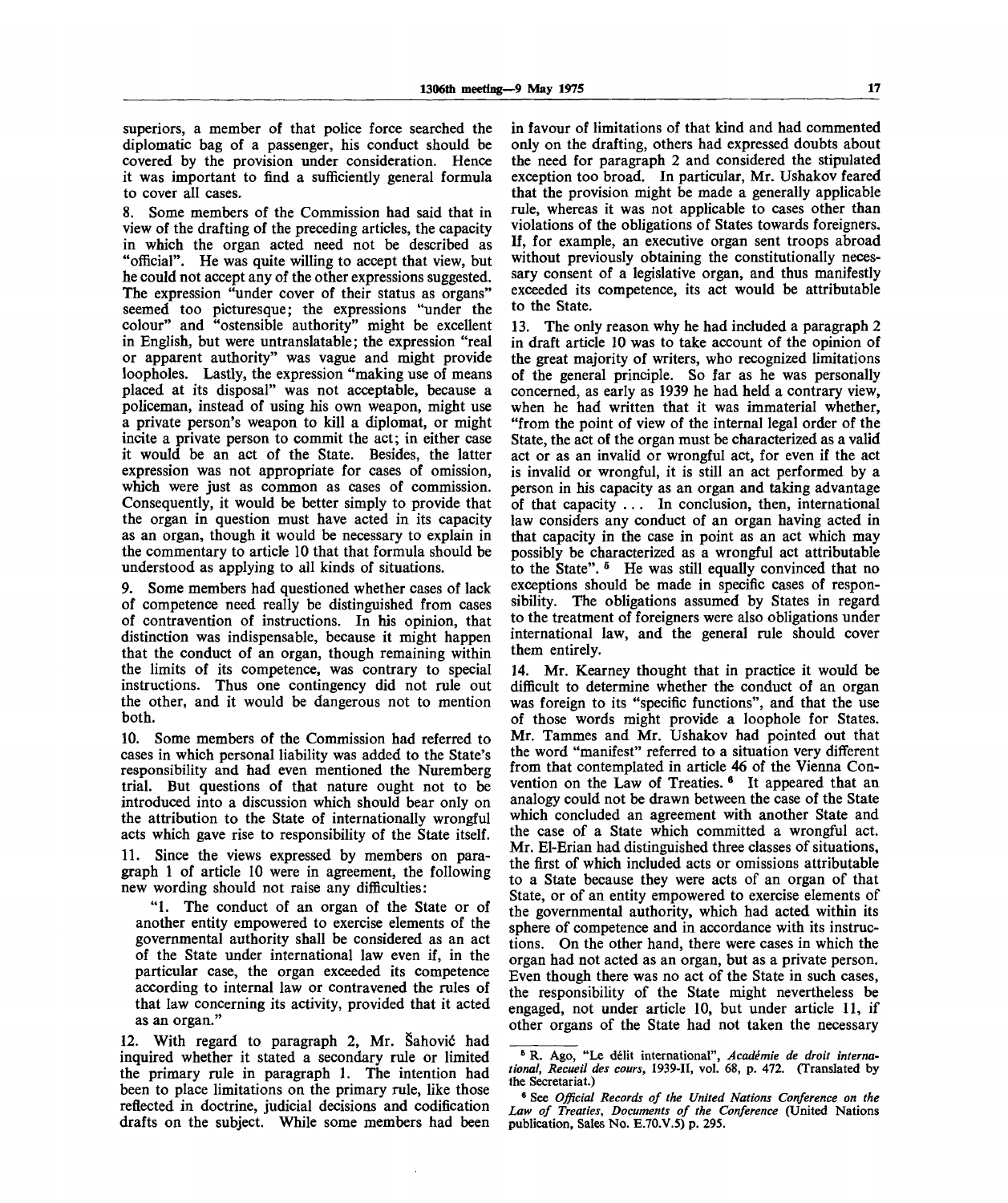superiors, a member of that police force searched the diplomatic bag of a passenger, his conduct should be covered by the provision under consideration. Hence it was important to find a sufficiently general formula to cover all cases.

8. Some members of the Commission had said that in view of the drafting of the preceding articles, the capacity in which the organ acted need not be described as "official". He was quite willing to accept that view, but he could not accept any of the other expressions suggested. The expression "under cover of their status as organs" seemed too picturesque; the expressions "under the colour" and "ostensible authority" might be excellent in English, but were untranslatable; the expression "real or apparent authority" was vague and might provide loopholes. Lastly, the expression "making use of means placed at its disposal" was not acceptable, because a policeman, instead of using his own weapon, might use a private person's weapon to kill a diplomat, or might incite a private person to commit the act; in either case it would be an act of the State. Besides, the latter expression was not appropriate for cases of omission, which were just as common as cases of commission. Consequently, it would be better simply to provide that the organ in question must have acted in its capacity as an organ, though it would be necessary to explain in the commentary to article 10 that that formula should be understood as applying to all kinds of situations.

9. Some members had questioned whether cases of lack of competence need really be distinguished from cases of contravention of instructions. In his opinion, that distinction was indispensable, because it might happen that the conduct of an organ, though remaining within the limits of its competence, was contrary to special instructions. Thus one contingency did not rule out the other, and it would be dangerous not to mention both.

10. Some members of the Commission had referred to cases in which personal liability was added to the State's responsibility and had even mentioned the Nuremberg trial. But questions of that nature ought not to be introduced into a discussion which should bear only on the attribution to the State of internationally wrongful acts which gave rise to responsibility of the State itself.

11. Since the views expressed by members on paragraph 1 of article 10 were in agreement, the following new wording should not raise any difficulties:

"1. The conduct of an organ of the State or of another entity empowered to exercise elements of the governmental authority shall be considered as an act of the State under international law even if, in the particular case, the organ exceeded its competence according to internal law or contravened the rules of that law concerning its activity, provided that it acted as an organ."

12. With regard to paragraph 2, Mr. Šahović had inquired whether it stated a secondary rule or limited the primary rule in paragraph 1. The intention had been to place limitations on the primary rule, like those reflected in doctrine, judicial decisions and codification drafts on the subject. While some members had been in favour of limitations of that kind and had commented only on the drafting, others had expressed doubts about the need for paragraph 2 and considered the stipulated exception too broad. In particular, Mr. Ushakov feared that the provision might be made a generally applicable rule, whereas it was not applicable to cases other than violations of the obligations of States towards foreigners. If, for example, an executive organ sent troops abroad without previously obtaining the constitutionally necessary consent of a legislative organ, and thus manifestly exceeded its competence, its act would be attributable to the State.

13. The only reason why he had included a paragraph 2 in draft article 10 was to take account of the opinion of the great majority of writers, who recognized limitations of the general principle. So far as he was personally concerned, as early as 1939 he had held a contrary view, when he had written that it was immaterial whether, "from the point of view of the internal legal order of the State, the act of the organ must be characterized as a valid act or as an invalid or wrongful act, for even if the act is invalid or wrongful, it is still an act performed by a person in his capacity as an organ and taking advantage of that capacity ... In conclusion, then, international law considers any conduct of an organ having acted in that capacity in the case in point as an act which may possibly be characterized as a wrongful act attributable to the State".[5] He was still equally convinced that no exceptions should be made in specific cases of responsibility. The obligations assumed by States in regard to the treatment of foreigners were also obligations under international law, and the general rule should cover them entirely.

14. Mr. Kearney thought that in practice it would be difficult to determine whether the conduct of an organ was foreign to its "specific functions", and that the use of those words might provide a loophole for States. Mr. Tammes and Mr. Ushakov had pointed out that the word "manifest" referred to a situation very different from that contemplated in article 46 of the Vienna Convention on the Law of Treaties.[6] It appeared that an analogy could not be drawn between the case of the State which concluded an agreement with another State and the case of a State which committed a wrongful act. Mr. El-Erian had distinguished three classes of situations, the first of which included acts or omissions attributable to a State because they were acts of an organ of that State, or of an entity empowered to exercise elements of the governmental authority, which had acted within its sphere of competence and in accordance with its instructions. On the other hand, there were cases in which the organ had not acted as an organ, but as a private person. Even though there was no act of the State in such cases, the responsibility of the State might nevertheless be engaged, not under article 10, but under article 11, if other organs of the State had not taken the necessary

---

[5] R. Ago, "Le délit international", *Académie de droit international, Recueil des cours*, 1939-II, vol. 68, p. 472. (Translated by the Secretariat.)

[6] See *Official Records of the United Nations Conference on the Law of Treaties, Documents of the Conference* (United Nations publication, Sales No. E.70.V.5) p. 295.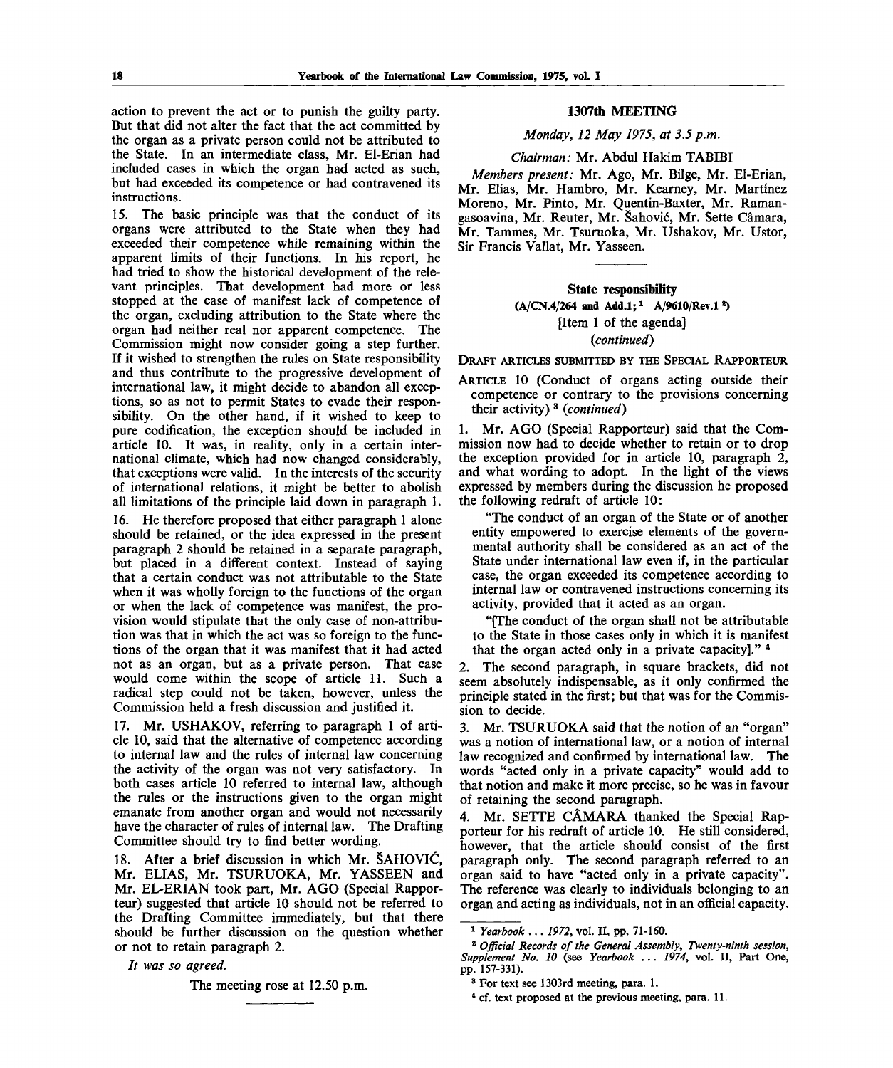action to prevent the act or to punish the guilty party. But that did not alter the fact that the act committed by the organ as a private person could not be attributed to the State. In an intermediate class, Mr. El-Erian had included cases in which the organ had acted as such, but had exceeded its competence or had contravened its instructions.

15. The basic principle was that the conduct of its organs were attributed to the State when they had exceeded their competence while remaining within the apparent limits of their functions. In his report, he had tried to show the historical development of the relevant principles. That development had more or less stopped at the case of manifest lack of competence of the organ, excluding attribution to the State where the organ had neither real nor apparent competence. The Commission might now consider going a step further. If it wished to strengthen the rules on State responsibility and thus contribute to the progressive development of international law, it might decide to abandon all exceptions, so as not to permit States to evade their responsibility. On the other hand, if it wished to keep to pure codification, the exception should be included in article 10. It was, in reality, only in a certain international climate, which had now changed considerably, that exceptions were valid. In the interests of the security of international relations, it might be better to abolish all limitations of the principle laid down in paragraph 1.

16. He therefore proposed that either paragraph 1 alone should be retained, or the idea expressed in the present paragraph 2 should be retained in a separate paragraph, but placed in a different context. Instead of saying that a certain conduct was not attributable to the State when it was wholly foreign to the functions of the organ or when the lack of competence was manifest, the provision would stipulate that the only case of non-attribution was that in which the act was so foreign to the functions of the organ that it was manifest that it had acted not as an organ, but as a private person. That case would come within the scope of article 11. Such a radical step could not be taken, however, unless the Commission held a fresh discussion and justified it.

17. Mr. USHAKOV, referring to paragraph 1 of article 10, said that the alternative of competence according to internal law and the rules of internal law concerning the activity of the organ was not very satisfactory. In both cases article 10 referred to internal law, although the rules or the instructions given to the organ might emanate from another organ and would not necessarily have the character of rules of internal law. The Drafting Committee should try to find better wording.

18. After a brief discussion in which Mr. ŠAHOVIĆ, Mr. ELIAS, Mr. TSURUOKA, Mr. YASSEEN and Mr. EL-ERIAN took part, Mr. AGO (Special Rapporteur) suggested that article 10 should not be referred to the Drafting Committee immediately, but that there should be further discussion on the question whether or not to retain paragraph 2.

*It was so agreed.*

The meeting rose at 12.50 p.m.

## 1307th MEETING

*Monday, 12 May 1975, at 3.5 p.m.*

*Chairman:* Mr. Abdul Hakim TABIBI

*Members present:* Mr. Ago, Mr. Bilge, Mr. El-Erian, Mr. Elias, Mr. Hambro, Mr. Kearney, Mr. Martínez Moreno, Mr. Pinto, Mr. Quentin-Baxter, Mr. Ramangasoavina, Mr. Reuter, Mr. Šahović, Mr. Sette Câmara, Mr. Tammes, Mr. Tsuruoka, Mr. Ushakov, Mr. Ustor, Sir Francis Vallat, Mr. Yasseen.

### State responsibility

**(A/CN.4/264 and Add.1;[1] A/9610/Rev.1 [2])**

[Item 1 of the agenda]

*(continued)*

DRAFT ARTICLES SUBMITTED BY THE SPECIAL RAPPORTEUR

ARTICLE 10 (Conduct of organs acting outside their competence or contrary to the provisions concerning their activity) [3] *(continued)*

1. Mr. AGO (Special Rapporteur) said that the Commission now had to decide whether to retain or to drop the exception provided for in article 10, paragraph 2, and what wording to adopt. In the light of the views expressed by members during the discussion he proposed the following redraft of article 10:

"The conduct of an organ of the State or of another entity empowered to exercise elements of the governmental authority shall be considered as an act of the State under international law even if, in the particular case, the organ exceeded its competence according to internal law or contravened instructions concerning its activity, provided that it acted as an organ.

"[The conduct of the organ shall not be attributable to the State in those cases only in which it is manifest that the organ acted only in a private capacity]." [4]

2. The second paragraph, in square brackets, did not seem absolutely indispensable, as it only confirmed the principle stated in the first; but that was for the Commission to decide.

3. Mr. TSURUOKA said that the notion of an "organ" was a notion of internal law, or a notion of internal law recognized and confirmed by international law. The words "acted only in a private capacity" would add to that notion and make it more precise, so he was in favour of retaining the second paragraph.

4. Mr. SETTE CÂMARA thanked the Special Rapporteur for his redraft of article 10. He still considered, however, that the article should consist of the first paragraph only. The second paragraph referred to an organ said to have "acted only in a private capacity". The reference was clearly to individuals belonging to an organ and acting as individuals, not in an official capacity.

---

[1] *Yearbook ... 1972*, vol. II, pp. 71-160.

[2] *Official Records of the General Assembly, Twenty-ninth session, Supplement No. 10* (see *Yearbook ... 1974*, vol. II, Part One, pp. 157-331).

[3] For text see 1303rd meeting, para. 1.

[4] cf. text proposed at the previous meeting, para. 11.